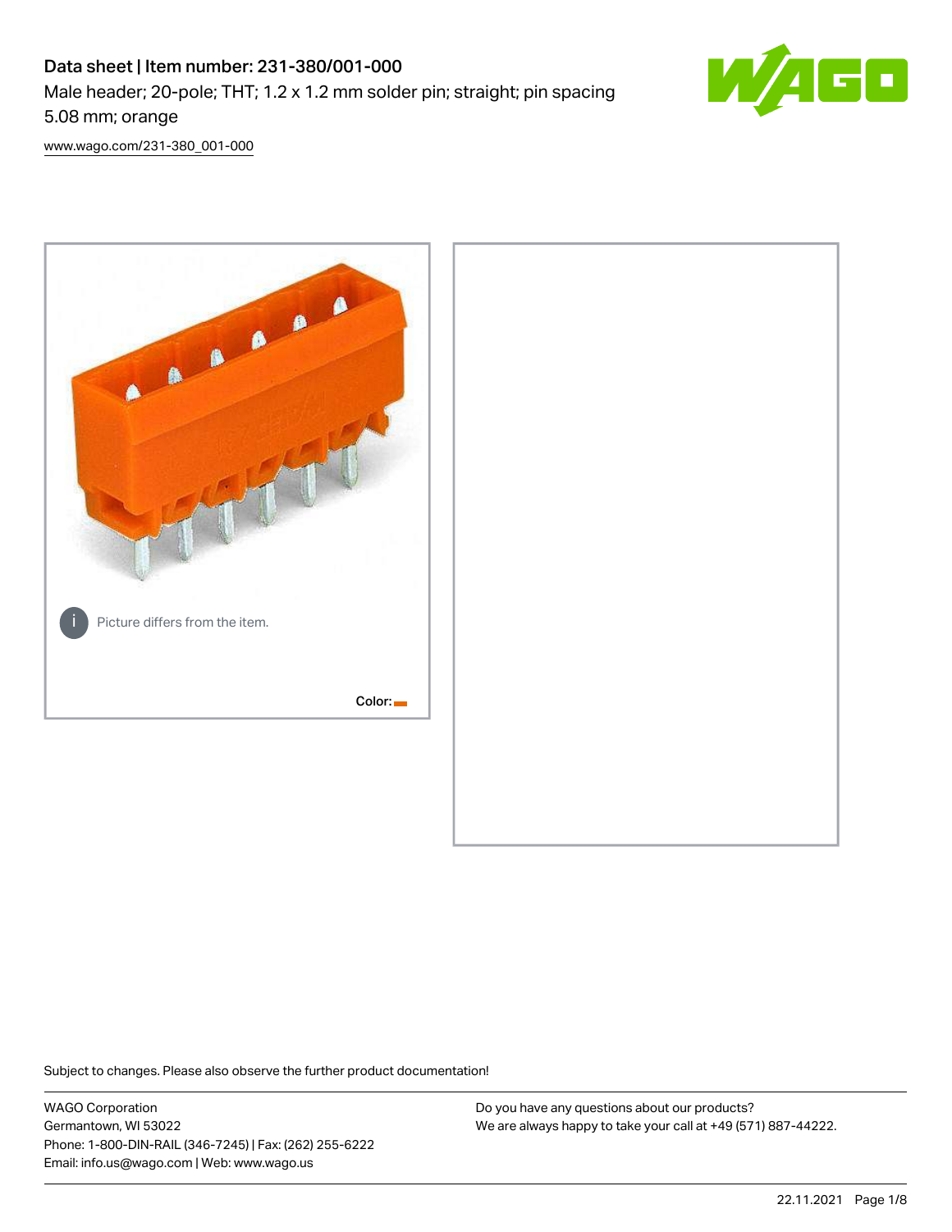# Data sheet | Item number: 231-380/001-000

Male header; 20-pole; THT; 1.2 x 1.2 mm solder pin; straight; pin spacing 5.08 mm; orange

www.wago.com/231-380_001-000

Picture differs from the item.

Color:

Subject to changes. Please also observe the further product documentation!

WAGO Corporation
Germantown, WI 53022
Phone: 1-800-DIN-RAIL (346-7245) | Fax: (262) 255-6222
Email: info.us@wago.com | Web: www.wago.us

Do you have any questions about our products?
We are always happy to take your call at +49 (571) 887-44222.

22.11.2021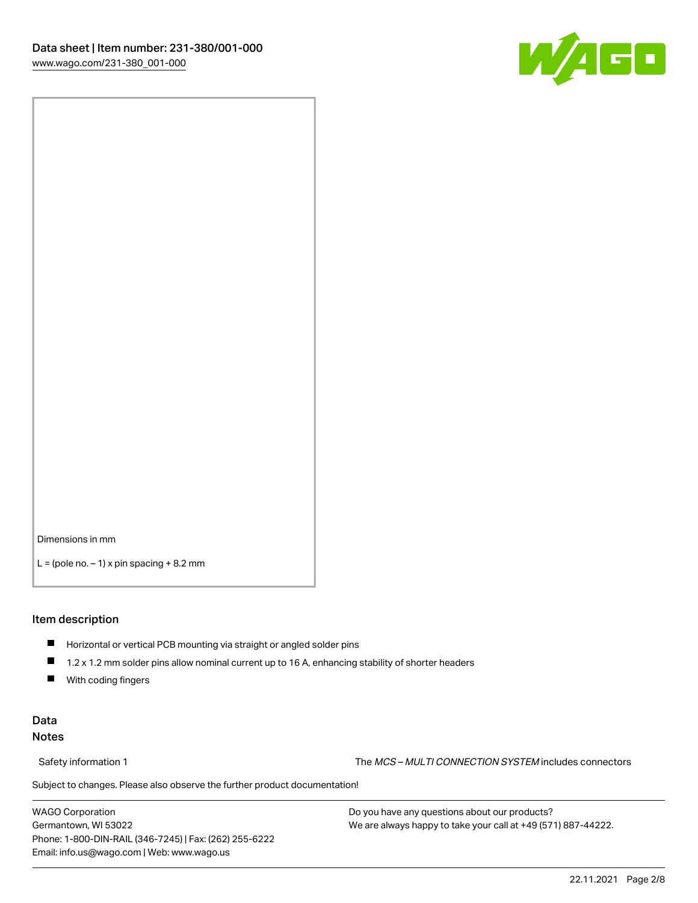Dimensions in mm

L = (pole no. – 1) x pin spacing + 8.2 mm

## Item description

- Horizontal or vertical PCB mounting via straight or angled solder pins
- 1.2 x 1.2 mm solder pins allow nominal current up to 16 A, enhancing stability of shorter headers
- With coding fingers

## Data

### Notes

Safety information 1 The *MCS – MULTI CONNECTION SYSTEM* includes connectors

Subject to changes. Please also observe the further product documentation!

WAGO Corporation
Germantown, WI 53022
Phone: 1-800-DIN-RAIL (346-7245) | Fax: (262) 255-6222
Email: info.us@wago.com | Web: www.wago.us

Do you have any questions about our products?
We are always happy to take your call at +49 (571) 887-44222.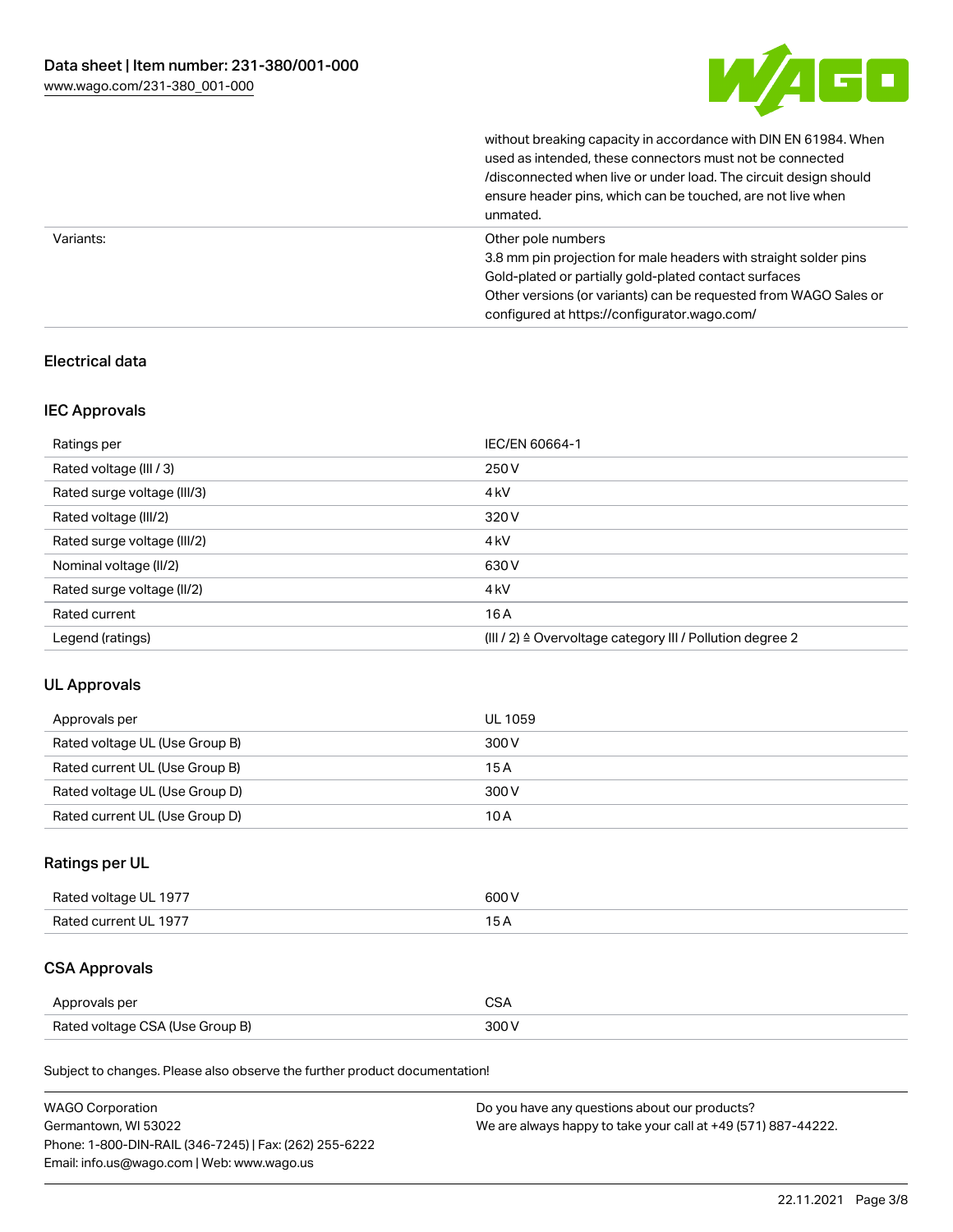| | |
|---|---|
| | without breaking capacity in accordance with DIN EN 61984. When used as intended, these connectors must not be connected /disconnected when live or under load. The circuit design should ensure header pins, which can be touched, are not live when unmated. |
| Variants: | Other pole numbers<br>3.8 mm pin projection for male headers with straight solder pins<br>Gold-plated or partially gold-plated contact surfaces<br>Other versions (or variants) can be requested from WAGO Sales or configured at https://configurator.wago.com/ |

## Electrical data

### IEC Approvals

| | |
|---|---|
| Ratings per | IEC/EN 60664-1 |
| Rated voltage (III / 3) | 250 V |
| Rated surge voltage (III/3) | 4 kV |
| Rated voltage (III/2) | 320 V |
| Rated surge voltage (III/2) | 4 kV |
| Nominal voltage (II/2) | 630 V |
| Rated surge voltage (II/2) | 4 kV |
| Rated current | 16 A |
| Legend (ratings) | (III / 2) ≙ Overvoltage category III / Pollution degree 2 |

### UL Approvals

| | |
|---|---|
| Approvals per | UL 1059 |
| Rated voltage UL (Use Group B) | 300 V |
| Rated current UL (Use Group B) | 15 A |
| Rated voltage UL (Use Group D) | 300 V |
| Rated current UL (Use Group D) | 10 A |

### Ratings per UL

| | |
|---|---|
| Rated voltage UL 1977 | 600 V |
| Rated current UL 1977 | 15 A |

### CSA Approvals

| | |
|---|---|
| Approvals per | CSA |
| Rated voltage CSA (Use Group B) | 300 V |

Subject to changes. Please also observe the further product documentation!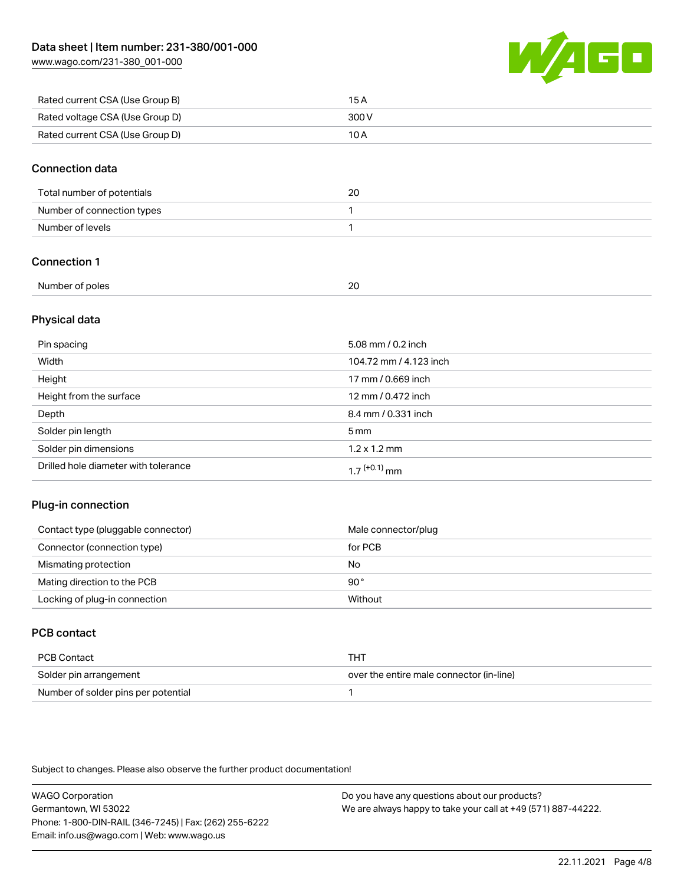| | |
|---|---|
| Rated current CSA (Use Group B) | 15 A |
| Rated voltage CSA (Use Group D) | 300 V |
| Rated current CSA (Use Group D) | 10 A |

## Connection data

| | |
|---|---|
| Total number of potentials | 20 |
| Number of connection types | 1 |
| Number of levels | 1 |

## Connection 1

| | |
|---|---|
| Number of poles | 20 |

## Physical data

| | |
|---|---|
| Pin spacing | 5.08 mm / 0.2 inch |
| Width | 104.72 mm / 4.123 inch |
| Height | 17 mm / 0.669 inch |
| Height from the surface | 12 mm / 0.472 inch |
| Depth | 8.4 mm / 0.331 inch |
| Solder pin length | 5 mm |
| Solder pin dimensions | 1.2 x 1.2 mm |
| Drilled hole diameter with tolerance | $1.7^{(+0.1)}$ mm |

## Plug-in connection

| | |
|---|---|
| Contact type (pluggable connector) | Male connector/plug |
| Connector (connection type) | for PCB |
| Mismating protection | No |
| Mating direction to the PCB | 90 ° |
| Locking of plug-in connection | Without |

## PCB contact

| | |
|---|---|
| PCB Contact | THT |
| Solder pin arrangement | over the entire male connector (in-line) |
| Number of solder pins per potential | 1 |

Subject to changes. Please also observe the further product documentation!

WAGO Corporation
Germantown, WI 53022
Phone: 1-800-DIN-RAIL (346-7245) | Fax: (262) 255-6222
Email: info.us@wago.com | Web: www.wago.us

Do you have any questions about our products?
We are always happy to take your call at +49 (571) 887-44222.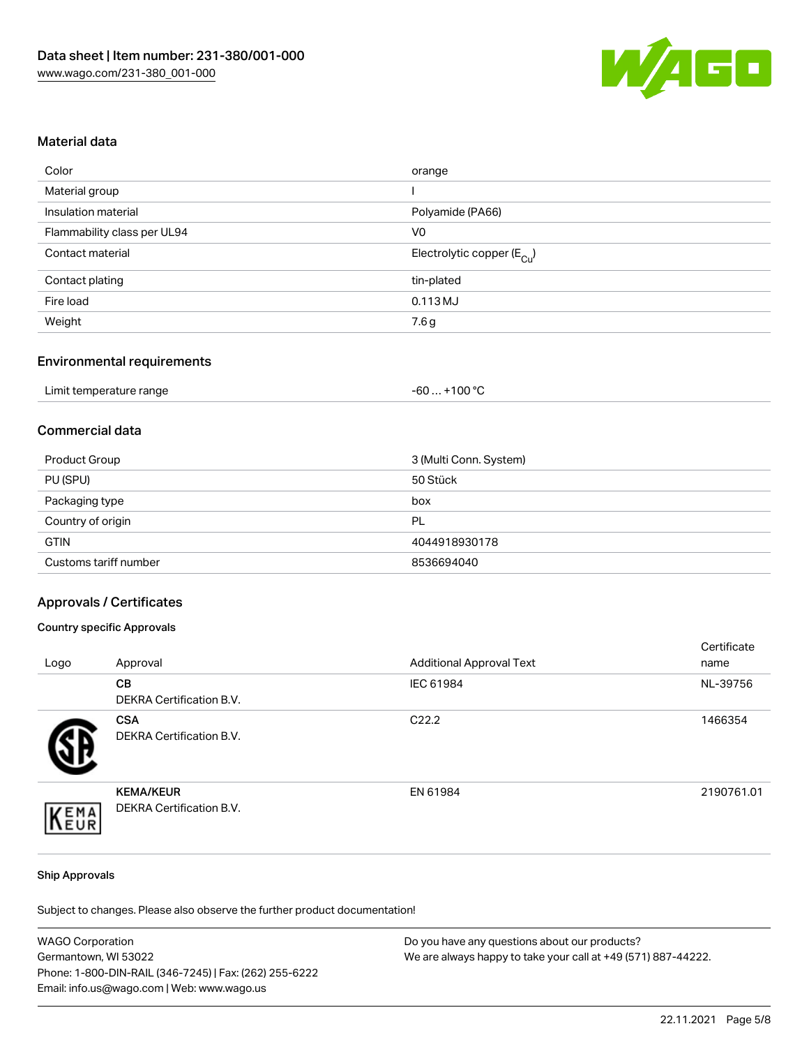## Material data

| Color | orange |
|---|---|
| Material group | I |
| Insulation material | Polyamide (PA66) |
| Flammability class per UL94 | V0 |
| Contact material | Electrolytic copper ($E_{Cu}$) |
| Contact plating | tin-plated |
| Fire load | 0.113 MJ |
| Weight | 7.6 g |

## Environmental requirements

| Limit temperature range | -60 … +100 °C |
|---|---|

## Commercial data

| Product Group | 3 (Multi Conn. System) |
|---|---|
| PU (SPU) | 50 Stück |
| Packaging type | box |
| Country of origin | PL |
| GTIN | 4044918930178 |
| Customs tariff number | 8536694040 |

## Approvals / Certificates

### Country specific Approvals

| Logo | Approval | Additional Approval Text | Certificate name |
|---|---|---|---|
| | **CB** DEKRA Certification B.V. | IEC 61984 | NL-39756 |
| | **CSA** DEKRA Certification B.V. | C22.2 | 1466354 |
| | **KEMA/KEUR** DEKRA Certification B.V. | EN 61984 | 2190761.01 |

### Ship Approvals

Subject to changes. Please also observe the further product documentation!

WAGO Corporation
Germantown, WI 53022
Phone: 1-800-DIN-RAIL (346-7245) | Fax: (262) 255-6222
Email: info.us@wago.com | Web: www.wago.us

Do you have any questions about our products?
We are always happy to take your call at +49 (571) 887-44222.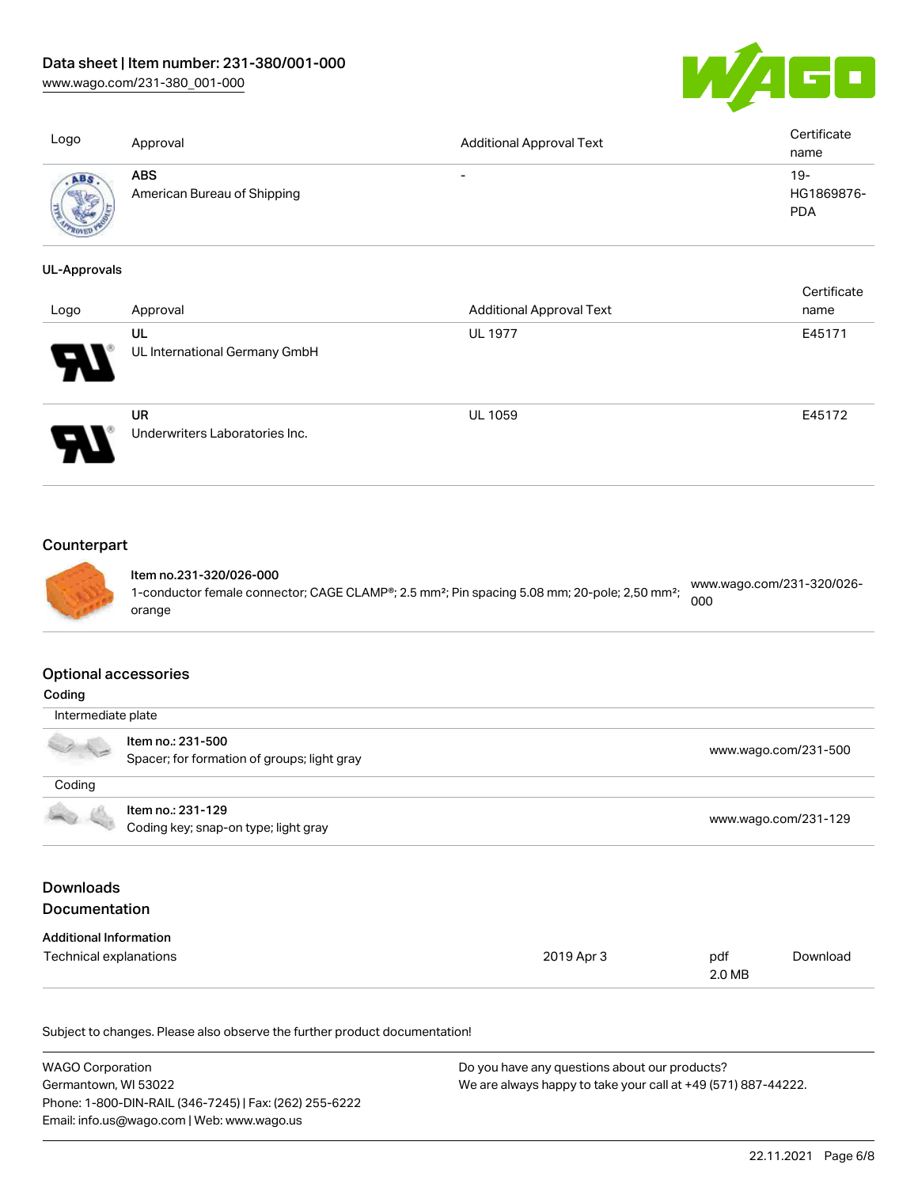| Logo | Approval | Additional Approval Text | Certificate name |
| --- | --- | --- | --- |
| | **ABS** American Bureau of Shipping | - | 19-HG1869876-PDA |

**UL-Approvals**

| Logo | Approval | Additional Approval Text | Certificate name |
| --- | --- | --- | --- |
| | **UL** UL International Germany GmbH | UL 1977 | E45171 |
| | **UR** Underwriters Laboratories Inc. | UL 1059 | E45172 |

## Counterpart

| | | |
| --- | --- | --- |
| | **Item no.231-320/026-000** 1-conductor female connector; CAGE CLAMP®; 2.5 mm²; Pin spacing 5.08 mm; 20-pole; 2,50 mm²; orange | www.wago.com/231-320/026-000 |

## Optional accessories

**Coding**

| | | |
| --- | --- | --- |
| Intermediate plate | | |
| | **Item no.: 231-500** Spacer; for formation of groups; light gray | www.wago.com/231-500 |
| Coding | | |
| | **Item no.: 231-129** Coding key; snap-on type; light gray | www.wago.com/231-129 |

## Downloads

## Documentation

**Additional Information**

| | | | |
| --- | --- | --- | --- |
| Technical explanations | 2019 Apr 3 | pdf 2.0 MB | Download |

Subject to changes. Please also observe the further product documentation!

WAGO Corporation
Germantown, WI 53022
Phone: 1-800-DIN-RAIL (346-7245) | Fax: (262) 255-6222
Email: info.us@wago.com | Web: www.wago.us

Do you have any questions about our products?
We are always happy to take your call at +49 (571) 887-44222.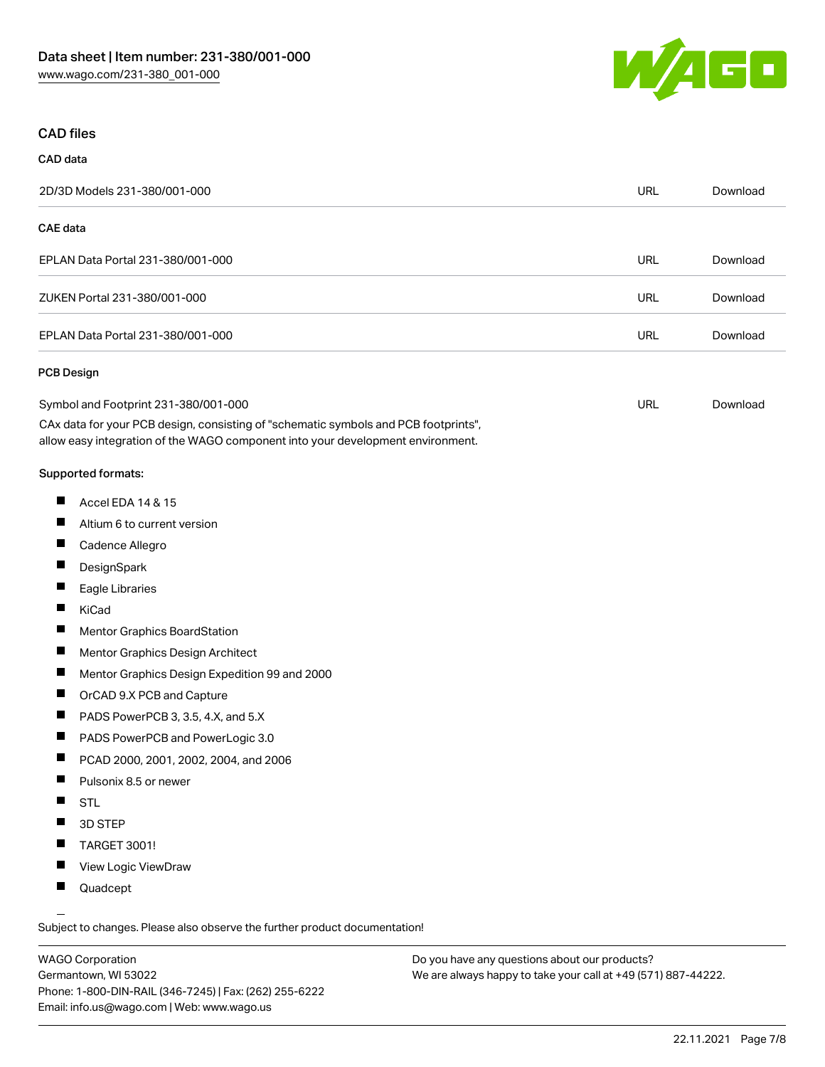## CAD files

### CAD data

| | | |
|---|---|---|
| 2D/3D Models 231-380/001-000 | URL | Download |

### CAE data

| | | |
|---|---|---|
| EPLAN Data Portal 231-380/001-000 | URL | Download |
| ZUKEN Portal 231-380/001-000 | URL | Download |
| EPLAN Data Portal 231-380/001-000 | URL | Download |

### PCB Design

| | | |
|---|---|---|
| Symbol and Footprint 231-380/001-000 | URL | Download |

CAx data for your PCB design, consisting of "schematic symbols and PCB footprints", allow easy integration of the WAGO component into your development environment.

**Supported formats:**

- Accel EDA 14 & 15
- Altium 6 to current version
- Cadence Allegro
- DesignSpark
- Eagle Libraries
- KiCad
- Mentor Graphics BoardStation
- Mentor Graphics Design Architect
- Mentor Graphics Design Expedition 99 and 2000
- OrCAD 9.X PCB and Capture
- PADS PowerPCB 3, 3.5, 4.X, and 5.X
- PADS PowerPCB and PowerLogic 3.0
- PCAD 2000, 2001, 2002, 2004, and 2006
- Pulsonix 8.5 or newer
- STL
- 3D STEP
- TARGET 3001!
- View Logic ViewDraw
- Quadcept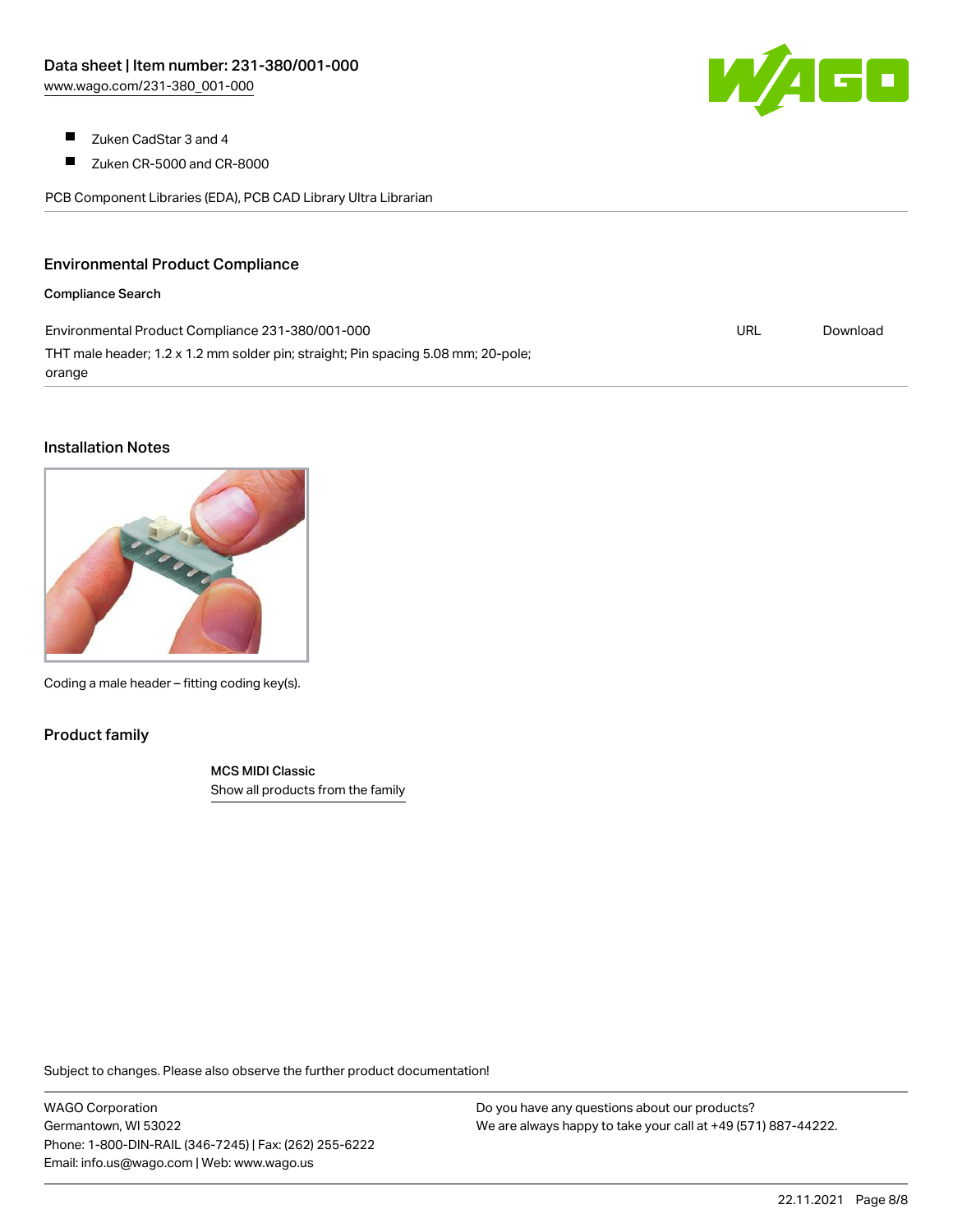- Zuken CadStar 3 and 4
- Zuken CR-5000 and CR-8000

PCB Component Libraries (EDA), PCB CAD Library Ultra Librarian

## Environmental Product Compliance

### Compliance Search

| | | |
| --- | --- | --- |
| Environmental Product Compliance 231-380/001-000<br>THT male header; 1.2 x 1.2 mm solder pin; straight; Pin spacing 5.08 mm; 20-pole; orange | URL | Download |

## Installation Notes

Coding a male header – fitting coding key(s).

## Product family

MCS MIDI Classic
Show all products from the family

Subject to changes. Please also observe the further product documentation!

WAGO Corporation
Germantown, WI 53022
Phone: 1-800-DIN-RAIL (346-7245) | Fax: (262) 255-6222
Email: info.us@wago.com | Web: www.wago.us

Do you have any questions about our products?
We are always happy to take your call at +49 (571) 887-44222.